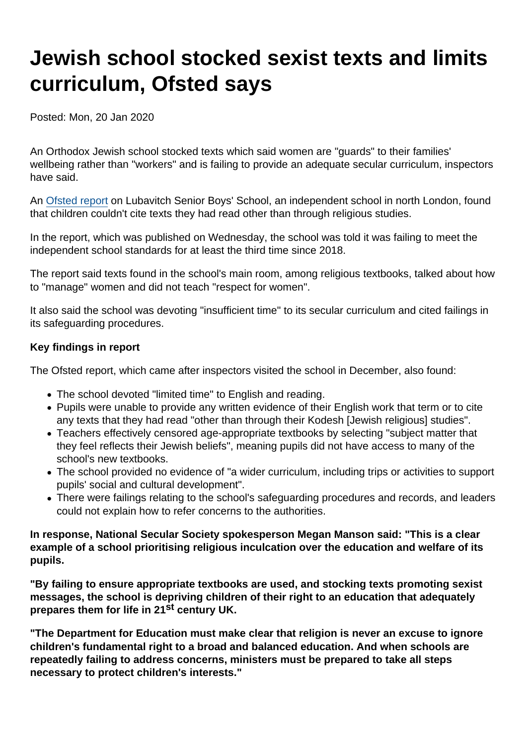# Jewish school stocked sexist texts and limits curriculum, Ofsted says

Posted: Mon, 20 Jan 2020

An Orthodox Jewish school stocked texts which said women are "guards" to their families' wellbeing rather than "workers" and is failing to provide an adequate secular curriculum, inspectors have said.

An Ofsted report on Lubavitch Senior Boys' School, an independent school in north London, found that children couldn't cite texts they had read other than through religious studies.

In the report, which was published on Wednesday, the school was told it was failing to meet the independent school standards for at least the third time since 2018.

The report said texts found in the school's main room, among religious textbooks, talked about how to "manage" women and did not teach "respect for women".

It also said the school was devoting "insufficient time" to its secular curriculum and cited failings in its safeguarding procedures.

**Key findings in report**

The Ofsted report, which came after inspectors visited the school in December, also found:

- The school devoted "limited time" to English and reading.
- Pupils were unable to provide any written evidence of their English work that term or to cite any texts that they had read "other than through their Kodesh [Jewish religious] studies".
- Teachers effectively censored age-appropriate textbooks by selecting "subject matter that they feel reflects their Jewish beliefs", meaning pupils did not have access to many of the school's new textbooks.
- The school provided no evidence of "a wider curriculum, including trips or activities to support pupils' social and cultural development".
- There were failings relating to the school's safeguarding procedures and records, and leaders could not explain how to refer concerns to the authorities.

**In response, National Secular Society spokesperson Megan Manson said: "This is a clear example of a school prioritising religious inculcation over the education and welfare of its pupils.**

**"By failing to ensure appropriate textbooks are used, and stocking texts promoting sexist messages, the school is depriving children of their right to an education that adequately prepares them for life in 21st century UK.**

**"The Department for Education must make clear that religion is never an excuse to ignore children's fundamental right to a broad and balanced education. And when schools are repeatedly failing to address concerns, ministers must be prepared to take all steps necessary to protect children's interests."**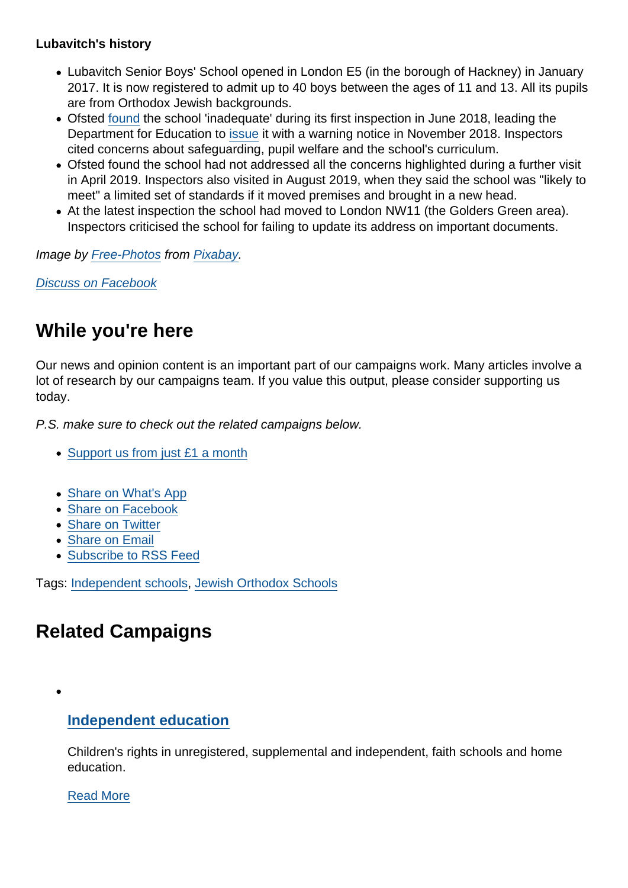**Lubavitch's history**

- Lubavitch Senior Boys' School opened in London E5 (in the borough of Hackney) in January 2017. It is now registered to admit up to 40 boys between the ages of 11 and 13. All its pupils are from Orthodox Jewish backgrounds.
- Ofsted found the school 'inadequate' during its first inspection in June 2018, leading the Department for Education to issue it with a warning notice in November 2018. Inspectors cited concerns about safeguarding, pupil welfare and the school's curriculum.
- Ofsted found the school had not addressed all the concerns highlighted during a further visit in April 2019. Inspectors also visited in August 2019, when they said the school was "likely to meet" a limited set of standards if it moved premises and brought in a new head.
- At the latest inspection the school had moved to London NW11 (the Golders Green area). Inspectors criticised the school for failing to update its address on important documents.

*Image by Free-Photos from Pixabay.*

*Discuss on Facebook*

## While you're here

Our news and opinion content is an important part of our campaigns work. Many articles involve a lot of research by our campaigns team. If you value this output, please consider supporting us today.

*P.S. make sure to check out the related campaigns below.*

- Support us from just £1 a month

- Share on What's App
- Share on Facebook
- Share on Twitter
- Share on Email
- Subscribe to RSS Feed

Tags: Independent schools, Jewish Orthodox Schools

## Related Campaigns

- ### Independent education

  Children's rights in unregistered, supplemental and independent, faith schools and home education.

  Read More